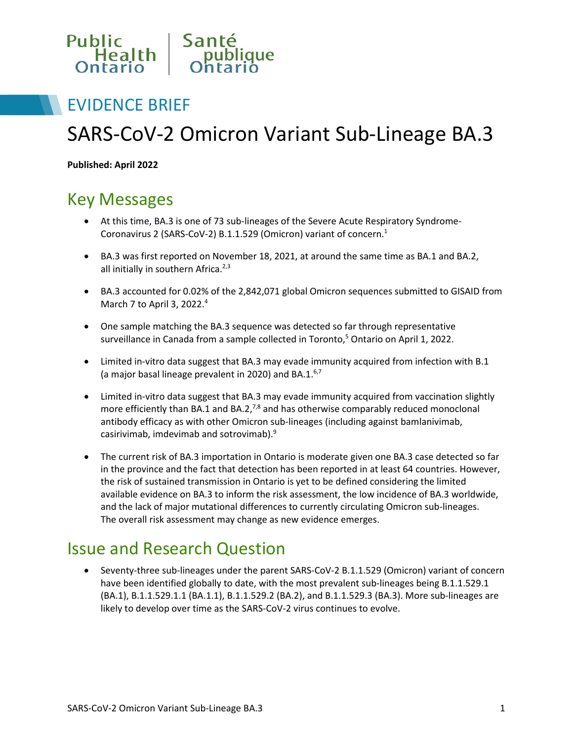Public Health Ontario | Santé publique Ontario

EVIDENCE BRIEF

# SARS-CoV-2 Omicron Variant Sub-Lineage BA.3

**Published: April 2022**

## Key Messages

- At this time, BA.3 is one of 73 sub-lineages of the Severe Acute Respiratory Syndrome-Coronavirus 2 (SARS-CoV-2) B.1.1.529 (Omicron) variant of concern.[1]
- BA.3 was first reported on November 18, 2021, at around the same time as BA.1 and BA.2, all initially in southern Africa.[2,3]
- BA.3 accounted for 0.02% of the 2,842,071 global Omicron sequences submitted to GISAID from March 7 to April 3, 2022.[4]
- One sample matching the BA.3 sequence was detected so far through representative surveillance in Canada from a sample collected in Toronto,[5] Ontario on April 1, 2022.
- Limited in-vitro data suggest that BA.3 may evade immunity acquired from infection with B.1 (a major basal lineage prevalent in 2020) and BA.1.[6,7]
- Limited in-vitro data suggest that BA.3 may evade immunity acquired from vaccination slightly more efficiently than BA.1 and BA.2,[7,8] and has otherwise comparably reduced monoclonal antibody efficacy as with other Omicron sub-lineages (including against bamlanivimab, casirivimab, imdevimab and sotrovimab).[9]
- The current risk of BA.3 importation in Ontario is moderate given one BA.3 case detected so far in the province and the fact that detection has been reported in at least 64 countries. However, the risk of sustained transmission in Ontario is yet to be defined considering the limited available evidence on BA.3 to inform the risk assessment, the low incidence of BA.3 worldwide, and the lack of major mutational differences to currently circulating Omicron sub-lineages. The overall risk assessment may change as new evidence emerges.

## Issue and Research Question

- Seventy-three sub-lineages under the parent SARS-CoV-2 B.1.1.529 (Omicron) variant of concern have been identified globally to date, with the most prevalent sub-lineages being B.1.1.529.1 (BA.1), B.1.1.529.1.1 (BA.1.1), B.1.1.529.2 (BA.2), and B.1.1.529.3 (BA.3). More sub-lineages are likely to develop over time as the SARS-CoV-2 virus continues to evolve.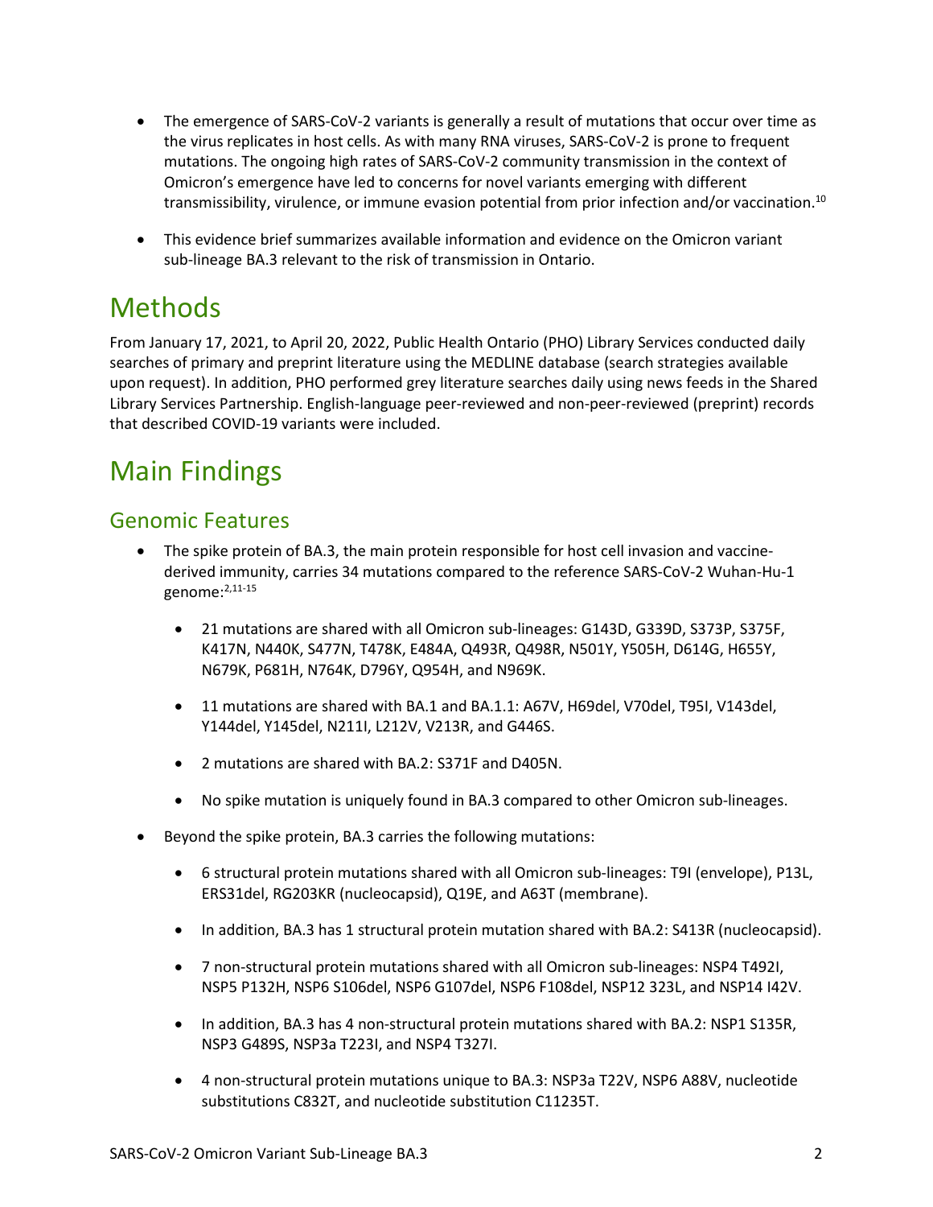- The emergence of SARS-CoV-2 variants is generally a result of mutations that occur over time as the virus replicates in host cells. As with many RNA viruses, SARS-CoV-2 is prone to frequent mutations. The ongoing high rates of SARS-CoV-2 community transmission in the context of Omicron's emergence have led to concerns for novel variants emerging with different transmissibility, virulence, or immune evasion potential from prior infection and/or vaccination.[10]

- This evidence brief summarizes available information and evidence on the Omicron variant sub-lineage BA.3 relevant to the risk of transmission in Ontario.

# Methods

From January 17, 2021, to April 20, 2022, Public Health Ontario (PHO) Library Services conducted daily searches of primary and preprint literature using the MEDLINE database (search strategies available upon request). In addition, PHO performed grey literature searches daily using news feeds in the Shared Library Services Partnership. English-language peer-reviewed and non-peer-reviewed (preprint) records that described COVID-19 variants were included.

# Main Findings

## Genomic Features

- The spike protein of BA.3, the main protein responsible for host cell invasion and vaccine-derived immunity, carries 34 mutations compared to the reference SARS-CoV-2 Wuhan-Hu-1 genome:[2,11-15]

    - 21 mutations are shared with all Omicron sub-lineages: G143D, G339D, S373P, S375F, K417N, N440K, S477N, T478K, E484A, Q493R, Q498R, N501Y, Y505H, D614G, H655Y, N679K, P681H, N764K, D796Y, Q954H, and N969K.

    - 11 mutations are shared with BA.1 and BA.1.1: A67V, H69del, V70del, T95I, V143del, Y144del, Y145del, N211I, L212V, V213R, and G446S.

    - 2 mutations are shared with BA.2: S371F and D405N.

    - No spike mutation is uniquely found in BA.3 compared to other Omicron sub-lineages.

- Beyond the spike protein, BA.3 carries the following mutations:

    - 6 structural protein mutations shared with all Omicron sub-lineages: T9I (envelope), P13L, ERS31del, RG203KR (nucleocapsid), Q19E, and A63T (membrane).

    - In addition, BA.3 has 1 structural protein mutation shared with BA.2: S413R (nucleocapsid).

    - 7 non-structural protein mutations shared with all Omicron sub-lineages: NSP4 T492I, NSP5 P132H, NSP6 S106del, NSP6 G107del, NSP6 F108del, NSP12 323L, and NSP14 I42V.

    - In addition, BA.3 has 4 non-structural protein mutations shared with BA.2: NSP1 S135R, NSP3 G489S, NSP3a T223I, and NSP4 T327I.

    - 4 non-structural protein mutations unique to BA.3: NSP3a T22V, NSP6 A88V, nucleotide substitutions C832T, and nucleotide substitution C11235T.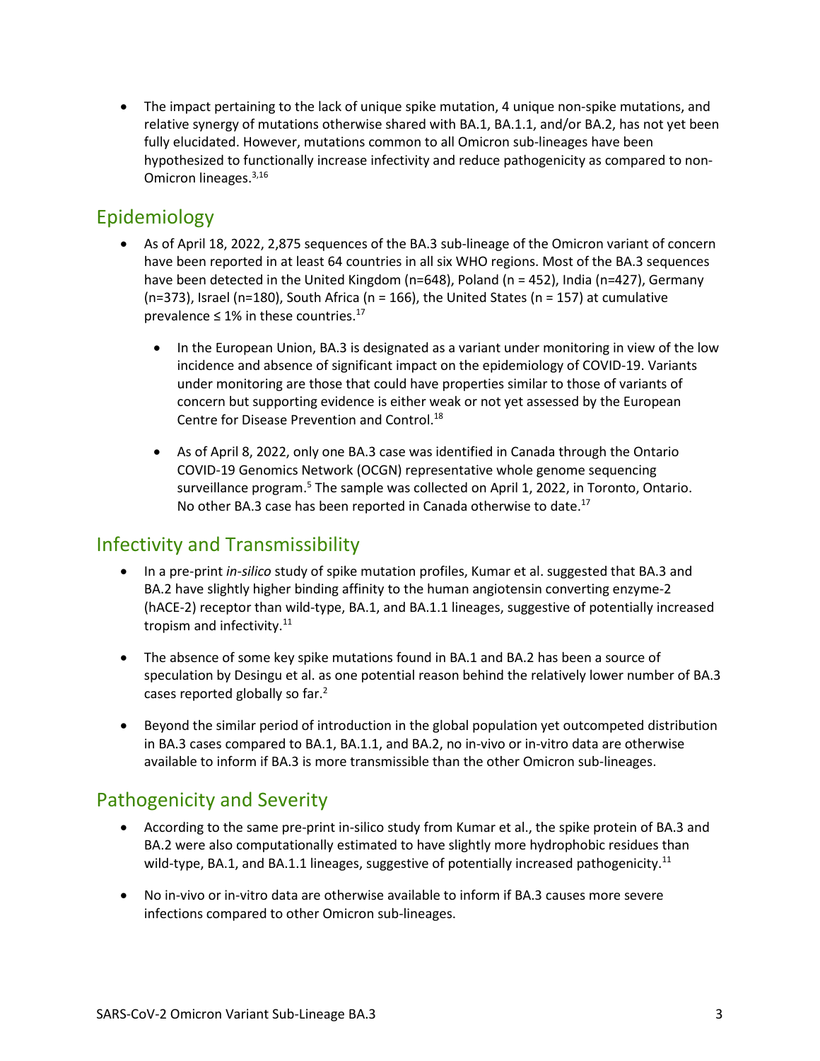- The impact pertaining to the lack of unique spike mutation, 4 unique non-spike mutations, and relative synergy of mutations otherwise shared with BA.1, BA.1.1, and/or BA.2, has not yet been fully elucidated. However, mutations common to all Omicron sub-lineages have been hypothesized to functionally increase infectivity and reduce pathogenicity as compared to non-Omicron lineages.[3,16]

## Epidemiology

- As of April 18, 2022, 2,875 sequences of the BA.3 sub-lineage of the Omicron variant of concern have been reported in at least 64 countries in all six WHO regions. Most of the BA.3 sequences have been detected in the United Kingdom (n=648), Poland (n = 452), India (n=427), Germany (n=373), Israel (n=180), South Africa (n = 166), the United States (n = 157) at cumulative prevalence ≤ 1% in these countries.[17]
  - In the European Union, BA.3 is designated as a variant under monitoring in view of the low incidence and absence of significant impact on the epidemiology of COVID-19. Variants under monitoring are those that could have properties similar to those of variants of concern but supporting evidence is either weak or not yet assessed by the European Centre for Disease Prevention and Control.[18]
  - As of April 8, 2022, only one BA.3 case was identified in Canada through the Ontario COVID-19 Genomics Network (OCGN) representative whole genome sequencing surveillance program.[5] The sample was collected on April 1, 2022, in Toronto, Ontario. No other BA.3 case has been reported in Canada otherwise to date.[17]

## Infectivity and Transmissibility

- In a pre-print *in-silico* study of spike mutation profiles, Kumar et al. suggested that BA.3 and BA.2 have slightly higher binding affinity to the human angiotensin converting enzyme-2 (hACE-2) receptor than wild-type, BA.1, and BA.1.1 lineages, suggestive of potentially increased tropism and infectivity.[11]
- The absence of some key spike mutations found in BA.1 and BA.2 has been a source of speculation by Desingu et al. as one potential reason behind the relatively lower number of BA.3 cases reported globally so far.[2]
- Beyond the similar period of introduction in the global population yet outcompeted distribution in BA.3 cases compared to BA.1, BA.1.1, and BA.2, no in-vivo or in-vitro data are otherwise available to inform if BA.3 is more transmissible than the other Omicron sub-lineages.

## Pathogenicity and Severity

- According to the same pre-print in-silico study from Kumar et al., the spike protein of BA.3 and BA.2 were also computationally estimated to have slightly more hydrophobic residues than wild-type, BA.1, and BA.1.1 lineages, suggestive of potentially increased pathogenicity.[11]
- No in-vivo or in-vitro data are otherwise available to inform if BA.3 causes more severe infections compared to other Omicron sub-lineages.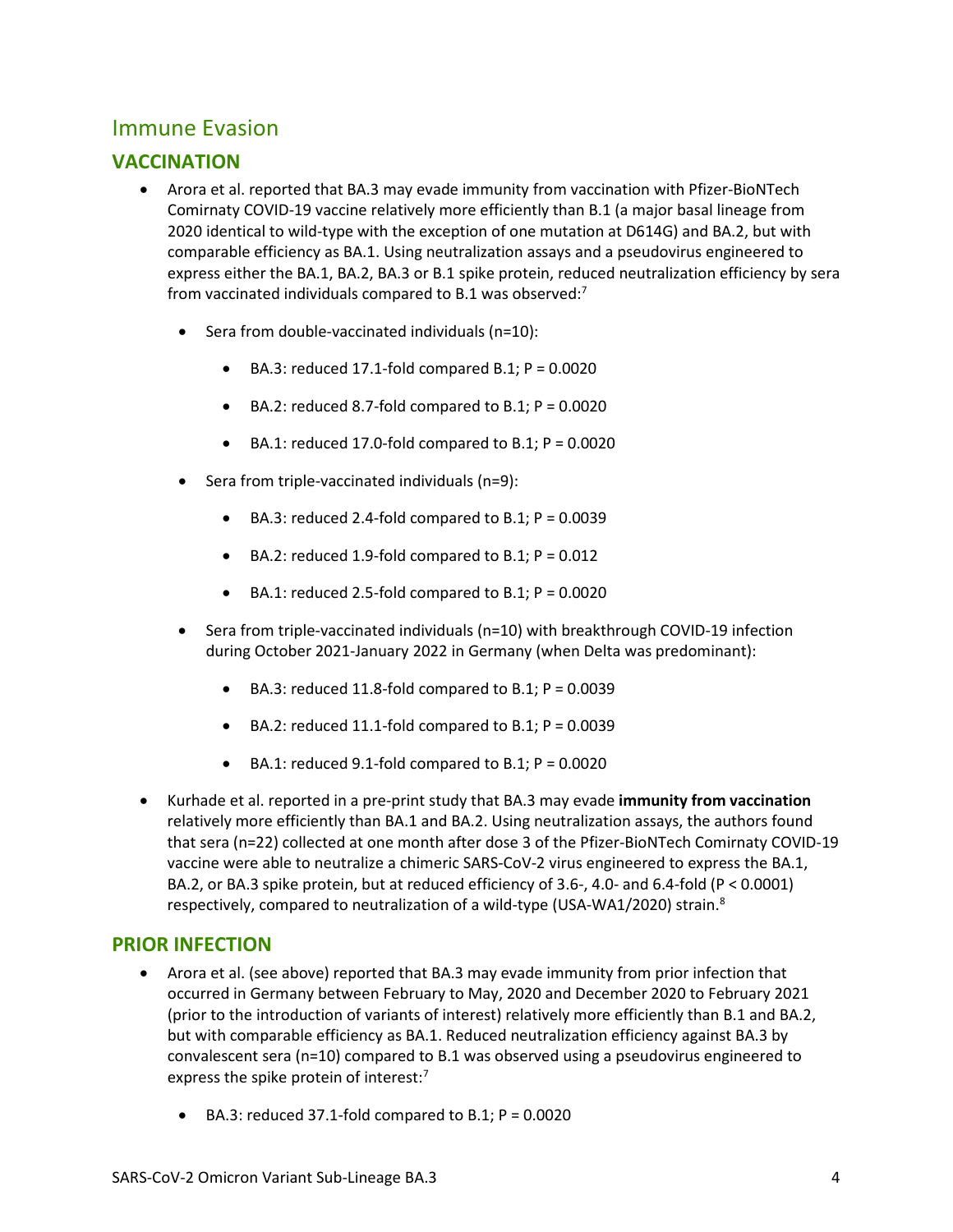## Immune Evasion

### VACCINATION

- Arora et al. reported that BA.3 may evade immunity from vaccination with Pfizer-BioNTech Comirnaty COVID-19 vaccine relatively more efficiently than B.1 (a major basal lineage from 2020 identical to wild-type with the exception of one mutation at D614G) and BA.2, but with comparable efficiency as BA.1. Using neutralization assays and a pseudovirus engineered to express either the BA.1, BA.2, BA.3 or B.1 spike protein, reduced neutralization efficiency by sera from vaccinated individuals compared to B.1 was observed:[7]
    - Sera from double-vaccinated individuals (n=10):
        - BA.3: reduced 17.1-fold compared B.1; P = 0.0020
        - BA.2: reduced 8.7-fold compared to B.1; P = 0.0020
        - BA.1: reduced 17.0-fold compared to B.1; P = 0.0020
    - Sera from triple-vaccinated individuals (n=9):
        - BA.3: reduced 2.4-fold compared to B.1; P = 0.0039
        - BA.2: reduced 1.9-fold compared to B.1; P = 0.012
        - BA.1: reduced 2.5-fold compared to B.1; P = 0.0020
    - Sera from triple-vaccinated individuals (n=10) with breakthrough COVID-19 infection during October 2021-January 2022 in Germany (when Delta was predominant):
        - BA.3: reduced 11.8-fold compared to B.1; P = 0.0039
        - BA.2: reduced 11.1-fold compared to B.1; P = 0.0039
        - BA.1: reduced 9.1-fold compared to B.1; P = 0.0020
- Kurhade et al. reported in a pre-print study that BA.3 may evade **immunity from vaccination** relatively more efficiently than BA.1 and BA.2. Using neutralization assays, the authors found that sera (n=22) collected at one month after dose 3 of the Pfizer-BioNTech Comirnaty COVID-19 vaccine were able to neutralize a chimeric SARS-CoV-2 virus engineered to express the BA.1, BA.2, or BA.3 spike protein, but at reduced efficiency of 3.6-, 4.0- and 6.4-fold (P < 0.0001) respectively, compared to neutralization of a wild-type (USA-WA1/2020) strain.[8]

### PRIOR INFECTION

- Arora et al. (see above) reported that BA.3 may evade immunity from prior infection that occurred in Germany between February to May, 2020 and December 2020 to February 2021 (prior to the introduction of variants of interest) relatively more efficiently than B.1 and BA.2, but with comparable efficiency as BA.1. Reduced neutralization efficiency against BA.3 by convalescent sera (n=10) compared to B.1 was observed using a pseudovirus engineered to express the spike protein of interest:[7]
    - BA.3: reduced 37.1-fold compared to B.1; P = 0.0020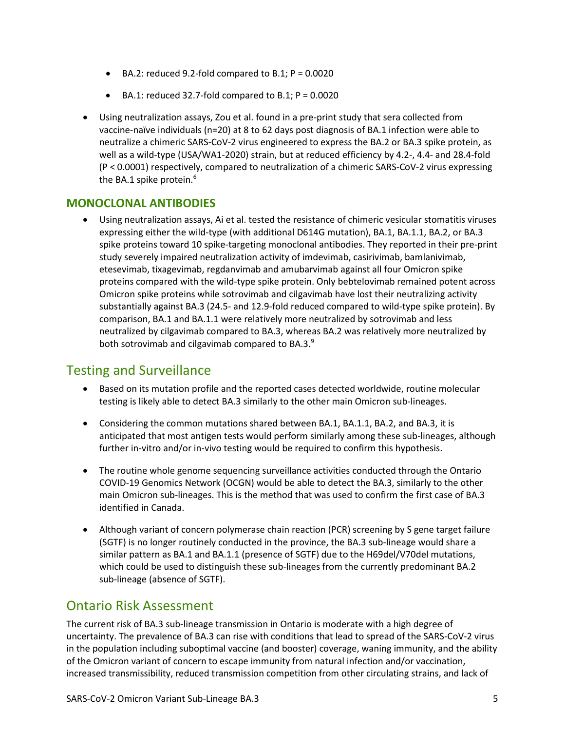- BA.2: reduced 9.2-fold compared to B.1; $P = 0.0020$
- BA.1: reduced 32.7-fold compared to B.1; $P = 0.0020$

- Using neutralization assays, Zou et al. found in a pre-print study that sera collected from vaccine-naïve individuals (n=20) at 8 to 62 days post diagnosis of BA.1 infection were able to neutralize a chimeric SARS-CoV-2 virus engineered to express the BA.2 or BA.3 spike protein, as well as a wild-type (USA/WA1-2020) strain, but at reduced efficiency by 4.2-, 4.4- and 28.4-fold ($P < 0.0001$) respectively, compared to neutralization of a chimeric SARS-CoV-2 virus expressing the BA.1 spike protein.[6]

### MONOCLONAL ANTIBODIES

- Using neutralization assays, Ai et al. tested the resistance of chimeric vesicular stomatitis viruses expressing either the wild-type (with additional D614G mutation), BA.1, BA.1.1, BA.2, or BA.3 spike proteins toward 10 spike-targeting monoclonal antibodies. They reported in their pre-print study severely impaired neutralization activity of imdevimab, casirivimab, bamlanivimab, etesevimab, tixagevimab, regdanvimab and amubarvimab against all four Omicron spike proteins compared with the wild-type spike protein. Only bebtelovimab remained potent across Omicron spike proteins while sotrovimab and cilgavimab have lost their neutralizing activity substantially against BA.3 (24.5- and 12.9-fold reduced compared to wild-type spike protein). By comparison, BA.1 and BA.1.1 were relatively more neutralized by sotrovimab and less neutralized by cilgavimab compared to BA.3, whereas BA.2 was relatively more neutralized by both sotrovimab and cilgavimab compared to BA.3.[9]

## Testing and Surveillance

- Based on its mutation profile and the reported cases detected worldwide, routine molecular testing is likely able to detect BA.3 similarly to the other main Omicron sub-lineages.
- Considering the common mutations shared between BA.1, BA.1.1, BA.2, and BA.3, it is anticipated that most antigen tests would perform similarly among these sub-lineages, although further in-vitro and/or in-vivo testing would be required to confirm this hypothesis.
- The routine whole genome sequencing surveillance activities conducted through the Ontario COVID-19 Genomics Network (OCGN) would be able to detect the BA.3, similarly to the other main Omicron sub-lineages. This is the method that was used to confirm the first case of BA.3 identified in Canada.
- Although variant of concern polymerase chain reaction (PCR) screening by S gene target failure (SGTF) is no longer routinely conducted in the province, the BA.3 sub-lineage would share a similar pattern as BA.1 and BA.1.1 (presence of SGTF) due to the H69del/V70del mutations, which could be used to distinguish these sub-lineages from the currently predominant BA.2 sub-lineage (absence of SGTF).

## Ontario Risk Assessment

The current risk of BA.3 sub-lineage transmission in Ontario is moderate with a high degree of uncertainty. The prevalence of BA.3 can rise with conditions that lead to spread of the SARS-CoV-2 virus in the population including suboptimal vaccine (and booster) coverage, waning immunity, and the ability of the Omicron variant of concern to escape immunity from natural infection and/or vaccination, increased transmissibility, reduced transmission competition from other circulating strains, and lack of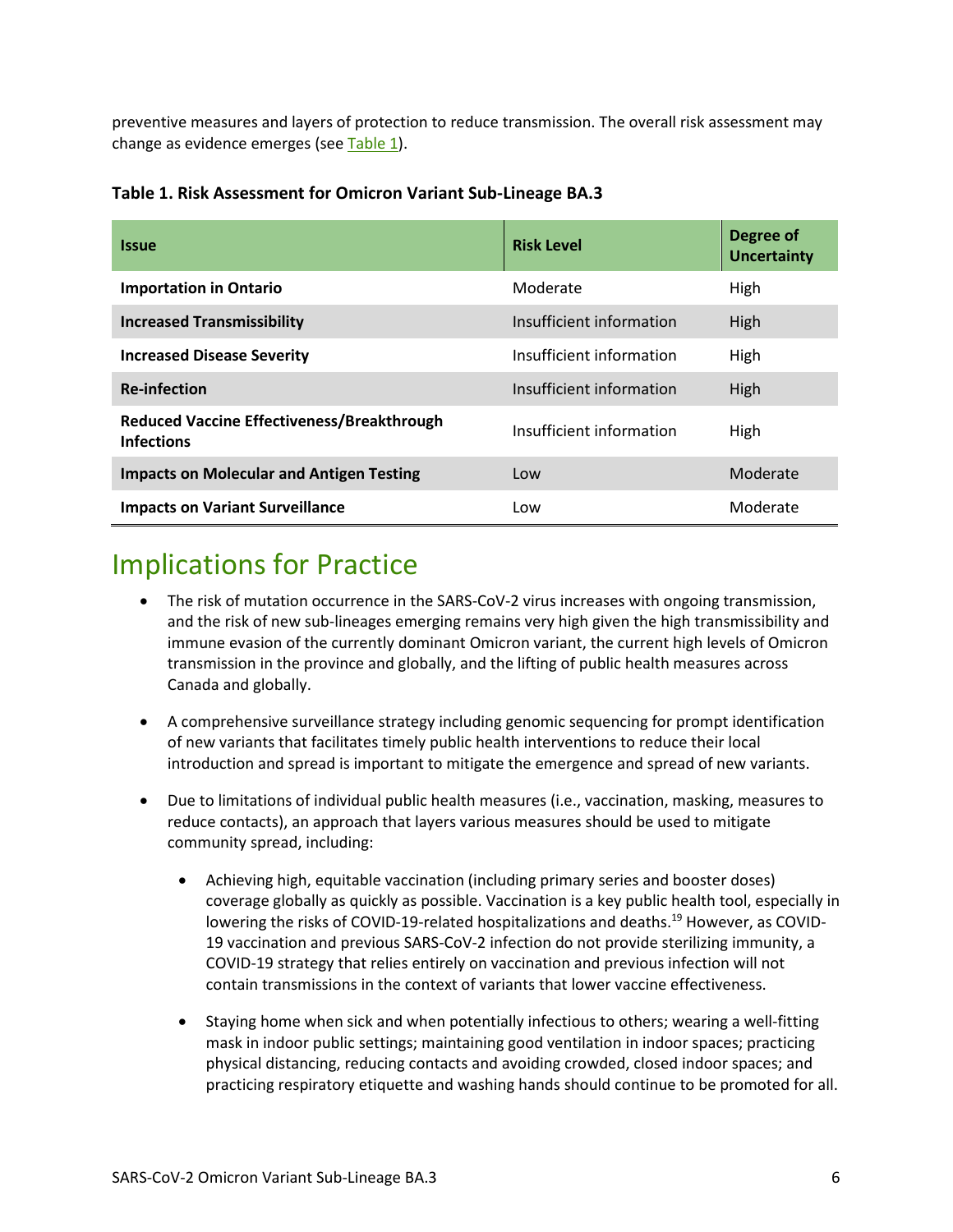preventive measures and layers of protection to reduce transmission. The overall risk assessment may change as evidence emerges (see Table 1).

**Table 1. Risk Assessment for Omicron Variant Sub-Lineage BA.3**

| Issue | Risk Level | Degree of Uncertainty |
|---|---|---|
| **Importation in Ontario** | Moderate | High |
| **Increased Transmissibility** | Insufficient information | High |
| **Increased Disease Severity** | Insufficient information | High |
| **Re-infection** | Insufficient information | High |
| **Reduced Vaccine Effectiveness/Breakthrough Infections** | Insufficient information | High |
| **Impacts on Molecular and Antigen Testing** | Low | Moderate |
| **Impacts on Variant Surveillance** | Low | Moderate |

## Implications for Practice

- The risk of mutation occurrence in the SARS-CoV-2 virus increases with ongoing transmission, and the risk of new sub-lineages emerging remains very high given the high transmissibility and immune evasion of the currently dominant Omicron variant, the current high levels of Omicron transmission in the province and globally, and the lifting of public health measures across Canada and globally.

- A comprehensive surveillance strategy including genomic sequencing for prompt identification of new variants that facilitates timely public health interventions to reduce their local introduction and spread is important to mitigate the emergence and spread of new variants.

- Due to limitations of individual public health measures (i.e., vaccination, masking, measures to reduce contacts), an approach that layers various measures should be used to mitigate community spread, including:

  - Achieving high, equitable vaccination (including primary series and booster doses) coverage globally as quickly as possible. Vaccination is a key public health tool, especially in lowering the risks of COVID-19-related hospitalizations and deaths.[19] However, as COVID-19 vaccination and previous SARS-CoV-2 infection do not provide sterilizing immunity, a COVID-19 strategy that relies entirely on vaccination and previous infection will not contain transmissions in the context of variants that lower vaccine effectiveness.

  - Staying home when sick and when potentially infectious to others; wearing a well-fitting mask in indoor public settings; maintaining good ventilation in indoor spaces; practicing physical distancing, reducing contacts and avoiding crowded, closed indoor spaces; and practicing respiratory etiquette and washing hands should continue to be promoted for all.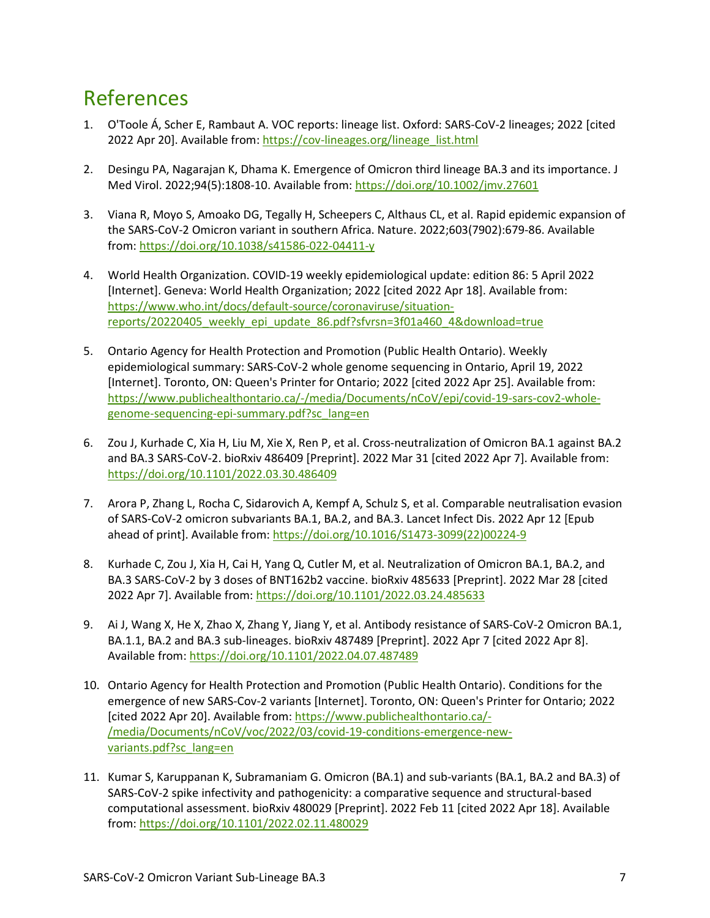# References

1. O'Toole Á, Scher E, Rambaut A. VOC reports: lineage list. Oxford: SARS-CoV-2 lineages; 2022 [cited 2022 Apr 20]. Available from: https://cov-lineages.org/lineage_list.html

2. Desingu PA, Nagarajan K, Dhama K. Emergence of Omicron third lineage BA.3 and its importance. J Med Virol. 2022;94(5):1808-10. Available from: https://doi.org/10.1002/jmv.27601

3. Viana R, Moyo S, Amoako DG, Tegally H, Scheepers C, Althaus CL, et al. Rapid epidemic expansion of the SARS-CoV-2 Omicron variant in southern Africa. Nature. 2022;603(7902):679-86. Available from: https://doi.org/10.1038/s41586-022-04411-y

4. World Health Organization. COVID-19 weekly epidemiological update: edition 86: 5 April 2022 [Internet]. Geneva: World Health Organization; 2022 [cited 2022 Apr 18]. Available from: https://www.who.int/docs/default-source/coronaviruse/situation-reports/20220405_weekly_epi_update_86.pdf?sfvrsn=3f01a460_4&download=true

5. Ontario Agency for Health Protection and Promotion (Public Health Ontario). Weekly epidemiological summary: SARS-CoV-2 whole genome sequencing in Ontario, April 19, 2022 [Internet]. Toronto, ON: Queen's Printer for Ontario; 2022 [cited 2022 Apr 25]. Available from: https://www.publichealthontario.ca/-/media/Documents/nCoV/epi/covid-19-sars-cov2-whole-genome-sequencing-epi-summary.pdf?sc_lang=en

6. Zou J, Kurhade C, Xia H, Liu M, Xie X, Ren P, et al. Cross-neutralization of Omicron BA.1 against BA.2 and BA.3 SARS-CoV-2. bioRxiv 486409 [Preprint]. 2022 Mar 31 [cited 2022 Apr 7]. Available from: https://doi.org/10.1101/2022.03.30.486409

7. Arora P, Zhang L, Rocha C, Sidarovich A, Kempf A, Schulz S, et al. Comparable neutralisation evasion of SARS-CoV-2 omicron subvariants BA.1, BA.2, and BA.3. Lancet Infect Dis. 2022 Apr 12 [Epub ahead of print]. Available from: https://doi.org/10.1016/S1473-3099(22)00224-9

8. Kurhade C, Zou J, Xia H, Cai H, Yang Q, Cutler M, et al. Neutralization of Omicron BA.1, BA.2, and BA.3 SARS-CoV-2 by 3 doses of BNT162b2 vaccine. bioRxiv 485633 [Preprint]. 2022 Mar 28 [cited 2022 Apr 7]. Available from: https://doi.org/10.1101/2022.03.24.485633

9. Ai J, Wang X, He X, Zhao X, Zhang Y, Jiang Y, et al. Antibody resistance of SARS-CoV-2 Omicron BA.1, BA.1.1, BA.2 and BA.3 sub-lineages. bioRxiv 487489 [Preprint]. 2022 Apr 7 [cited 2022 Apr 8]. Available from: https://doi.org/10.1101/2022.04.07.487489

10. Ontario Agency for Health Protection and Promotion (Public Health Ontario). Conditions for the emergence of new SARS-Cov-2 variants [Internet]. Toronto, ON: Queen's Printer for Ontario; 2022 [cited 2022 Apr 20]. Available from: https://www.publichealthontario.ca/-/media/Documents/nCoV/voc/2022/03/covid-19-conditions-emergence-new-variants.pdf?sc_lang=en

11. Kumar S, Karuppanan K, Subramaniam G. Omicron (BA.1) and sub-variants (BA.1, BA.2 and BA.3) of SARS-CoV-2 spike infectivity and pathogenicity: a comparative sequence and structural-based computational assessment. bioRxiv 480029 [Preprint]. 2022 Feb 11 [cited 2022 Apr 18]. Available from: https://doi.org/10.1101/2022.02.11.480029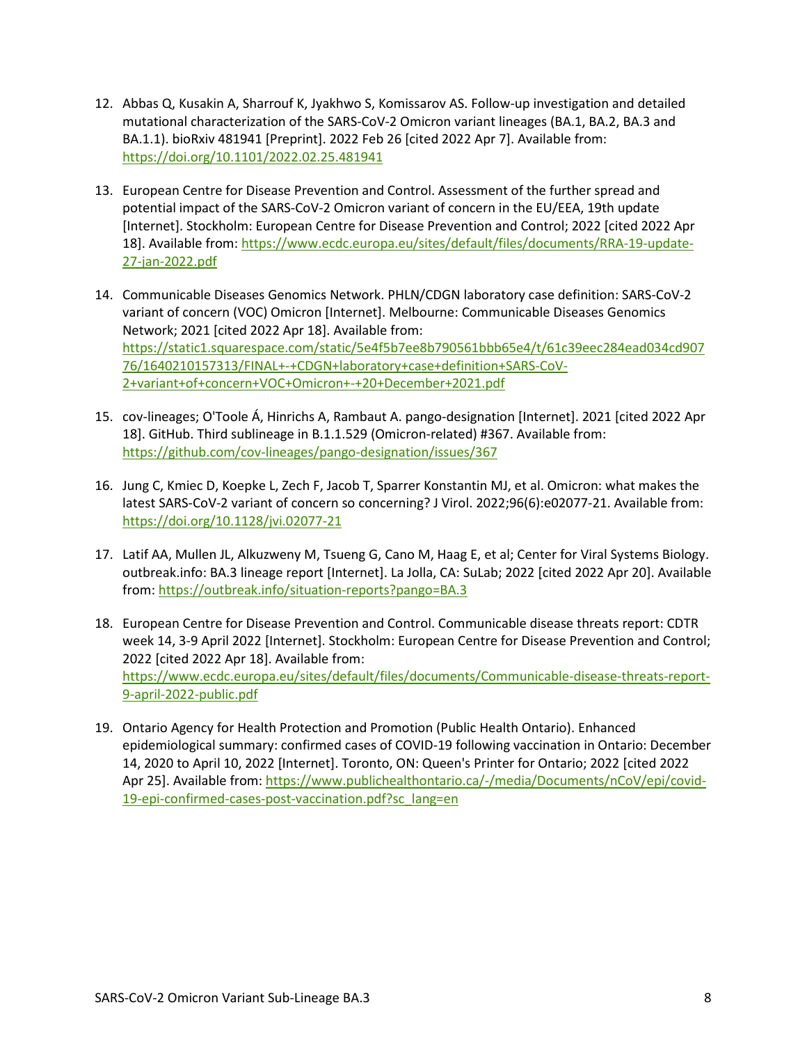12. Abbas Q, Kusakin A, Sharrouf K, Jyakhwo S, Komissarov AS. Follow-up investigation and detailed mutational characterization of the SARS-CoV-2 Omicron variant lineages (BA.1, BA.2, BA.3 and BA.1.1). bioRxiv 481941 [Preprint]. 2022 Feb 26 [cited 2022 Apr 7]. Available from: https://doi.org/10.1101/2022.02.25.481941

13. European Centre for Disease Prevention and Control. Assessment of the further spread and potential impact of the SARS-CoV-2 Omicron variant of concern in the EU/EEA, 19th update [Internet]. Stockholm: European Centre for Disease Prevention and Control; 2022 [cited 2022 Apr 18]. Available from: https://www.ecdc.europa.eu/sites/default/files/documents/RRA-19-update-27-jan-2022.pdf

14. Communicable Diseases Genomics Network. PHLN/CDGN laboratory case definition: SARS-CoV-2 variant of concern (VOC) Omicron [Internet]. Melbourne: Communicable Diseases Genomics Network; 2021 [cited 2022 Apr 18]. Available from: https://static1.squarespace.com/static/5e4f5b7ee8b790561bbb65e4/t/61c39eec284ead034cd90776/1640210157313/FINAL+-+CDGN+laboratory+case+definition+SARS-CoV-2+variant+of+concern+VOC+Omicron+-+20+December+2021.pdf

15. cov-lineages; O'Toole Á, Hinrichs A, Rambaut A. pango-designation [Internet]. 2021 [cited 2022 Apr 18]. GitHub. Third sublineage in B.1.1.529 (Omicron-related) #367. Available from: https://github.com/cov-lineages/pango-designation/issues/367

16. Jung C, Kmiec D, Koepke L, Zech F, Jacob T, Sparrer Konstantin MJ, et al. Omicron: what makes the latest SARS-CoV-2 variant of concern so concerning? J Virol. 2022;96(6):e02077-21. Available from: https://doi.org/10.1128/jvi.02077-21

17. Latif AA, Mullen JL, Alkuzweny M, Tsueng G, Cano M, Haag E, et al; Center for Viral Systems Biology. outbreak.info: BA.3 lineage report [Internet]. La Jolla, CA: SuLab; 2022 [cited 2022 Apr 20]. Available from: https://outbreak.info/situation-reports?pango=BA.3

18. European Centre for Disease Prevention and Control. Communicable disease threats report: CDTR week 14, 3-9 April 2022 [Internet]. Stockholm: European Centre for Disease Prevention and Control; 2022 [cited 2022 Apr 18]. Available from: https://www.ecdc.europa.eu/sites/default/files/documents/Communicable-disease-threats-report-9-april-2022-public.pdf

19. Ontario Agency for Health Protection and Promotion (Public Health Ontario). Enhanced epidemiological summary: confirmed cases of COVID-19 following vaccination in Ontario: December 14, 2020 to April 10, 2022 [Internet]. Toronto, ON: Queen's Printer for Ontario; 2022 [cited 2022 Apr 25]. Available from: https://www.publichealthontario.ca/-/media/Documents/nCoV/epi/covid-19-epi-confirmed-cases-post-vaccination.pdf?sc_lang=en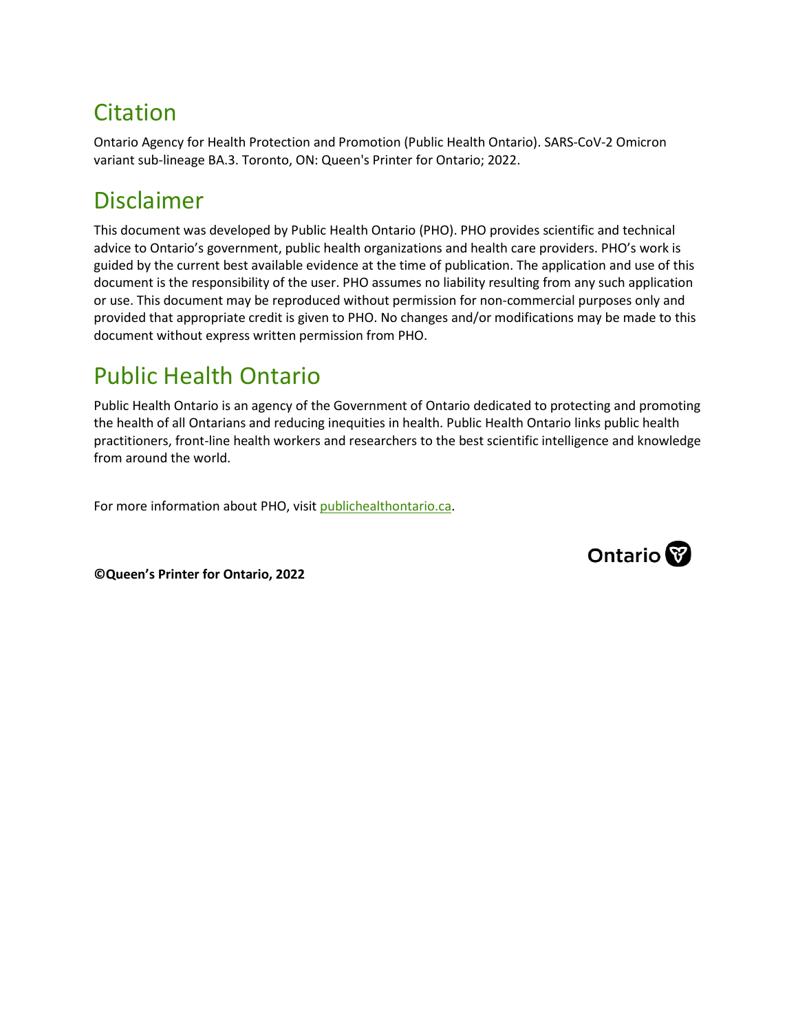## Citation

Ontario Agency for Health Protection and Promotion (Public Health Ontario). SARS-CoV-2 Omicron variant sub-lineage BA.3. Toronto, ON: Queen's Printer for Ontario; 2022.

## Disclaimer

This document was developed by Public Health Ontario (PHO). PHO provides scientific and technical advice to Ontario's government, public health organizations and health care providers. PHO's work is guided by the current best available evidence at the time of publication. The application and use of this document is the responsibility of the user. PHO assumes no liability resulting from any such application or use. This document may be reproduced without permission for non-commercial purposes only and provided that appropriate credit is given to PHO. No changes and/or modifications may be made to this document without express written permission from PHO.

## Public Health Ontario

Public Health Ontario is an agency of the Government of Ontario dedicated to protecting and promoting the health of all Ontarians and reducing inequities in health. Public Health Ontario links public health practitioners, front-line health workers and researchers to the best scientific intelligence and knowledge from around the world.

For more information about PHO, visit [publichealthontario.ca](publichealthontario.ca).

**©Queen's Printer for Ontario, 2022**

Ontario